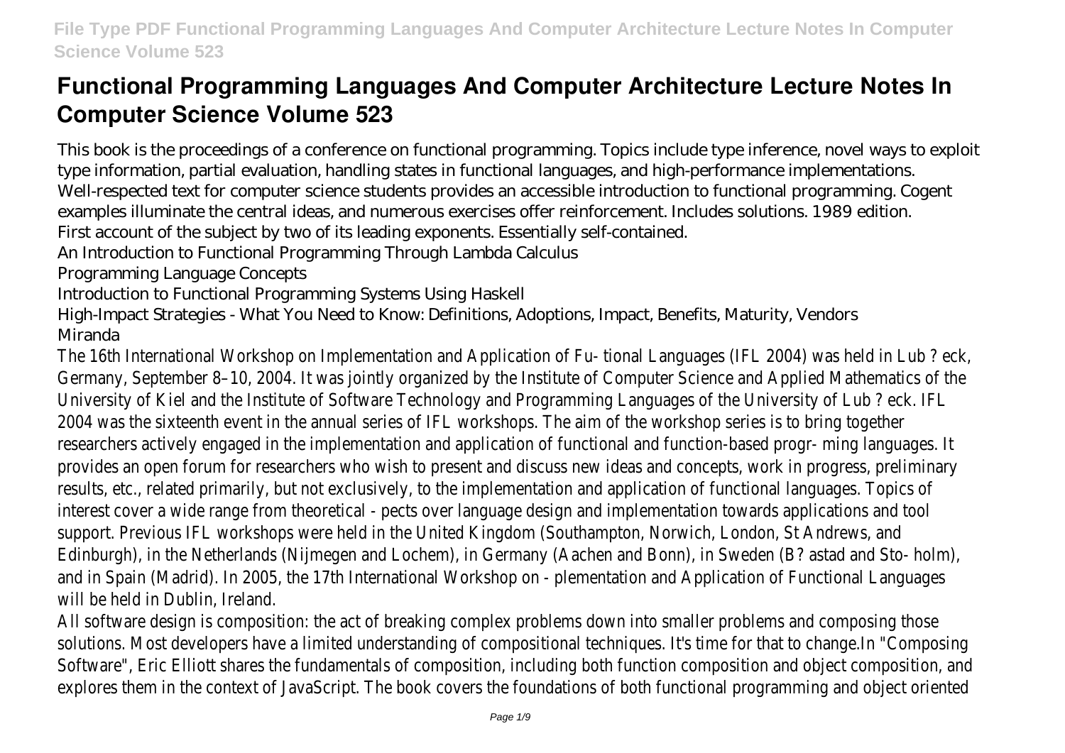# Functional Programming Languages And Computer Architecture Lecture Notes In Computer Science Volume 523

This book is the proceedings of a conference on functional programming. Topics include type inference, novel ways to exploit type information, partial evaluation, handling states in functional languages, and high-performance implementations.

Well-respected text for computer science students provides an accessible introduction to functional programming. Cogent examples illuminate the central ideas, and numerous exercises offer reinforcement. Includes solutions. 1989 edition.

First account of the subject by two of its leading exponents. Essentially self-contained.

An Introduction to Functional Programming Through Lambda Calculus

Programming Language Concepts

Introduction to Functional Programming Systems Using Haskell

High-Impact Strategies - What You Need to Know: Definitions, Adoptions, Impact, Benefits, Maturity, Vendors

Miranda

The 16th International Workshop on Implementation and Application of Fu- tional Languages (IFL 2004) was held in Lub ? eck, Germany, September 8–10, 2004. It was jointly organized by the Institute of Computer Science and Applied Mathematics of the University of Kiel and the Institute of Software Technology and Programming Languages of the University of Lub ? eck. IFL 2004 was the sixteenth event in the annual series of IFL workshops. The aim of the workshop series is to bring together researchers actively engaged in the implementation and application of functional and function-based progr- ming languages. It provides an open forum for researchers who wish to present and discuss new ideas and concepts, work in progress, preliminary results, etc., related primarily, but not exclusively, to the implementation and application of functional languages. Topics of interest cover a wide range from theoretical - pects over language design and implementation towards applications and tool support. Previous IFL workshops were held in the United Kingdom (Southampton, Norwich, London, St Andrews, and Edinburgh), in the Netherlands (Nijmegen and Lochem), in Germany (Aachen and Bonn), in Sweden (B? astad and Sto- holm), and in Spain (Madrid). In 2005, the 17th International Workshop on - plementation and Application of Functional Languages will be held in Dublin, Ireland.

All software design is composition: the act of breaking complex problems down into smaller problems and composing those solutions. Most developers have a limited understanding of compositional techniques. It's time for that to change.In "Composing Software", Eric Elliott shares the fundamentals of composition, including both function composition and object composition, and explores them in the context of JavaScript. The book covers the foundations of both functional programming and object oriented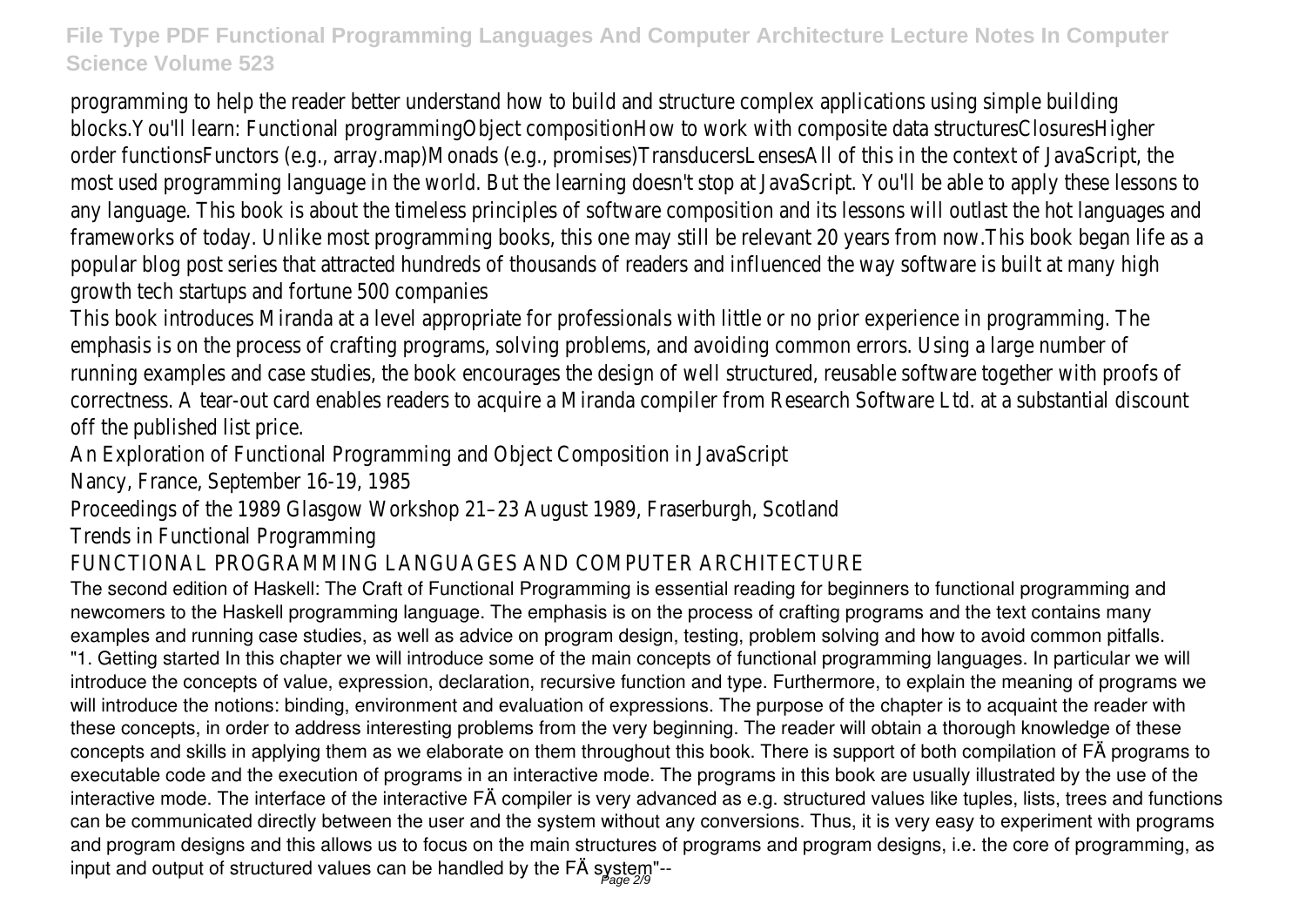programming to help the reader better understand how to build and structure complex applications using simple building blocks.You'll learn: Functional programmingObject compositionHow to work with composite data structuresClosuresHigher order functionsFunctors (e.g., array.map)Monads (e.g., promises)TransducersLensesAll of this in the context of JavaScript, the most used programming language in the world. But the learning doesn't stop at JavaScript. You'll be able to apply these lessons to any language. This book is about the timeless principles of software composition and its lessons will outlast the hot languages and frameworks of today. Unlike most programming books, this one may still be relevant 20 years from now.This book began life as a popular blog post series that attracted hundreds of thousands of readers and influenced the way software is built at many high growth tech startups and fortune 500 companies

This book introduces Miranda at a level appropriate for professionals with little or no prior experience in programming. The emphasis is on the process of crafting programs, solving problems, and avoiding common errors. Using a large number of running examples and case studies, the book encourages the design of well structured, reusable software together with proofs of correctness. A tear-out card enables readers to acquire a Miranda compiler from Research Software Ltd. at a substantial discount off the published list price.

An Exploration of Functional Programming and Object Composition in JavaScript

Nancy, France, September 16-19, 1985

Proceedings of the 1989 Glasgow Workshop 21–23 August 1989, Fraserburgh, Scotland

Trends in Functional Programming

FUNCTIONAL PROGRAMMING LANGUAGES AND COMPUTER ARCHITECTURE

The second edition of Haskell: The Craft of Functional Programming is essential reading for beginners to functional programming and newcomers to the Haskell programming language. The emphasis is on the process of crafting programs and the text contains many examples and running case studies, as well as advice on program design, testing, problem solving and how to avoid common pitfalls.

"1. Getting started In this chapter we will introduce some of the main concepts of functional programming languages. In particular we will introduce the concepts of value, expression, declaration, recursive function and type. Furthermore, to explain the meaning of programs we will introduce the notions: binding, environment and evaluation of expressions. The purpose of the chapter is to acquaint the reader with these concepts, in order to address interesting problems from the very beginning. The reader will obtain a thorough knowledge of these concepts and skills in applying them as we elaborate on them throughout this book. There is support of both compilation of FÄ programs to executable code and the execution of programs in an interactive mode. The programs in this book are usually illustrated by the use of the interactive mode. The interface of the interactive FÄ compiler is very advanced as e.g. structured values like tuples, lists, trees and functions can be communicated directly between the user and the system without any conversions. Thus, it is very easy to experiment with programs and program designs and this allows us to focus on the main structures of programs and program designs, i.e. the core of programming, as input and output of structured values can be handled by the FÄ system"--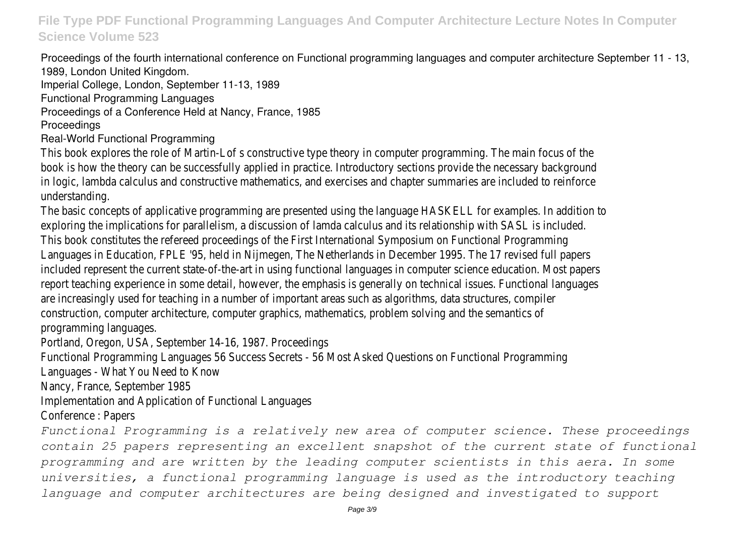Proceedings of the fourth international conference on Functional programming languages and computer architecture September 11 - 13, 1989, London United Kingdom.

Imperial College, London, September 11-13, 1989

Functional Programming Languages

Proceedings of a Conference Held at Nancy, France, 1985

Proceedings

Real-World Functional Programming

This book explores the role of Martin-Lof s constructive type theory in computer programming. The main focus of the book is how the theory can be successfully applied in practice. Introductory sections provide the necessary background in logic, lambda calculus and constructive mathematics, and exercises and chapter summaries are included to reinforce understanding.

The basic concepts of applicative programming are presented using the language HASKELL for examples. In addition to exploring the implications for parallelism, a discussion of lamda calculus and its relationship with SASL is included.

This book constitutes the refereed proceedings of the First International Symposium on Functional Programming Languages in Education, FPLE '95, held in Nijmegen, The Netherlands in December 1995. The 17 revised full papers included represent the current state-of-the-art in using functional languages in computer science education. Most papers report teaching experience in some detail, however, the emphasis is generally on technical issues. Functional languages are increasingly used for teaching in a number of important areas such as algorithms, data structures, compiler construction, computer architecture, computer graphics, mathematics, problem solving and the semantics of programming languages.

Portland, Oregon, USA, September 14-16, 1987. Proceedings

Functional Programming Languages 56 Success Secrets - 56 Most Asked Questions on Functional Programming Languages - What You Need to Know

Nancy, France, September 1985

Implementation and Application of Functional Languages

Conference : Papers

*Functional Programming is a relatively new area of computer science. These proceedings contain 25 papers representing an excellent snapshot of the current state of functional programming and are written by the leading computer scientists in this aera. In some universities, a functional programming language is used as the introductory teaching language and computer architectures are being designed and investigated to support*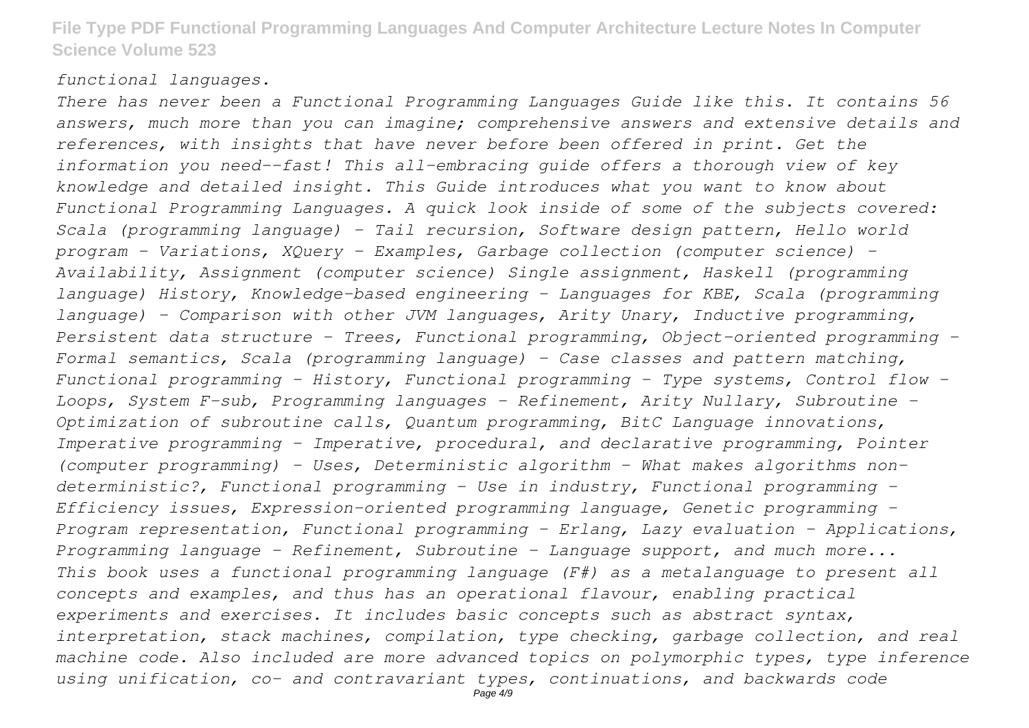*functional languages.*

*There has never been a Functional Programming Languages Guide like this. It contains 56 answers, much more than you can imagine; comprehensive answers and extensive details and references, with insights that have never before been offered in print. Get the information you need--fast! This all-embracing guide offers a thorough view of key knowledge and detailed insight. This Guide introduces what you want to know about Functional Programming Languages. A quick look inside of some of the subjects covered: Scala (programming language) - Tail recursion, Software design pattern, Hello world program - Variations, XQuery - Examples, Garbage collection (computer science) - Availability, Assignment (computer science) Single assignment, Haskell (programming language) History, Knowledge-based engineering - Languages for KBE, Scala (programming language) - Comparison with other JVM languages, Arity Unary, Inductive programming, Persistent data structure - Trees, Functional programming, Object-oriented programming - Formal semantics, Scala (programming language) - Case classes and pattern matching, Functional programming - History, Functional programming - Type systems, Control flow - Loops, System F-sub, Programming languages - Refinement, Arity Nullary, Subroutine - Optimization of subroutine calls, Quantum programming, BitC Language innovations, Imperative programming - Imperative, procedural, and declarative programming, Pointer (computer programming) - Uses, Deterministic algorithm - What makes algorithms non-deterministic?, Functional programming - Use in industry, Functional programming - Efficiency issues, Expression-oriented programming language, Genetic programming - Program representation, Functional programming - Erlang, Lazy evaluation - Applications, Programming language - Refinement, Subroutine - Language support, and much more...*

*This book uses a functional programming language (F#) as a metalanguage to present all concepts and examples, and thus has an operational flavour, enabling practical experiments and exercises. It includes basic concepts such as abstract syntax, interpretation, stack machines, compilation, type checking, garbage collection, and real machine code. Also included are more advanced topics on polymorphic types, type inference using unification, co- and contravariant types, continuations, and backwards code*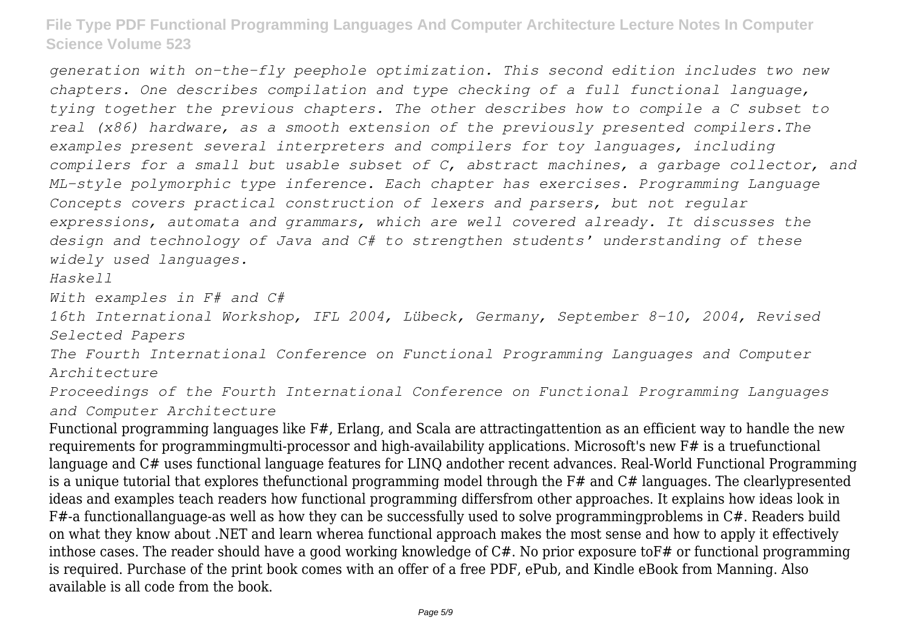*generation with on-the-fly peephole optimization. This second edition includes two new chapters. One describes compilation and type checking of a full functional language, tying together the previous chapters. The other describes how to compile a C subset to real (x86) hardware, as a smooth extension of the previously presented compilers.The examples present several interpreters and compilers for toy languages, including compilers for a small but usable subset of C, abstract machines, a garbage collector, and ML-style polymorphic type inference. Each chapter has exercises. Programming Language Concepts covers practical construction of lexers and parsers, but not regular expressions, automata and grammars, which are well covered already. It discusses the design and technology of Java and C# to strengthen students' understanding of these widely used languages.*

*Haskell*

*With examples in F# and C#*

*16th International Workshop, IFL 2004, Lübeck, Germany, September 8-10, 2004, Revised Selected Papers*

*The Fourth International Conference on Functional Programming Languages and Computer Architecture*

*Proceedings of the Fourth International Conference on Functional Programming Languages and Computer Architecture*

Functional programming languages like F#, Erlang, and Scala are attractingattention as an efficient way to handle the new requirements for programmingmulti-processor and high-availability applications. Microsoft's new F# is a truefunctional language and C# uses functional language features for LINQ andother recent advances. Real-World Functional Programming is a unique tutorial that explores thefunctional programming model through the F# and C# languages. The clearlypresented ideas and examples teach readers how functional programming differsfrom other approaches. It explains how ideas look in F#-a functionallanguage-as well as how they can be successfully used to solve programmingproblems in C#. Readers build on what they know about .NET and learn wherea functional approach makes the most sense and how to apply it effectively inthose cases. The reader should have a good working knowledge of C#. No prior exposure toF# or functional programming is required. Purchase of the print book comes with an offer of a free PDF, ePub, and Kindle eBook from Manning. Also available is all code from the book.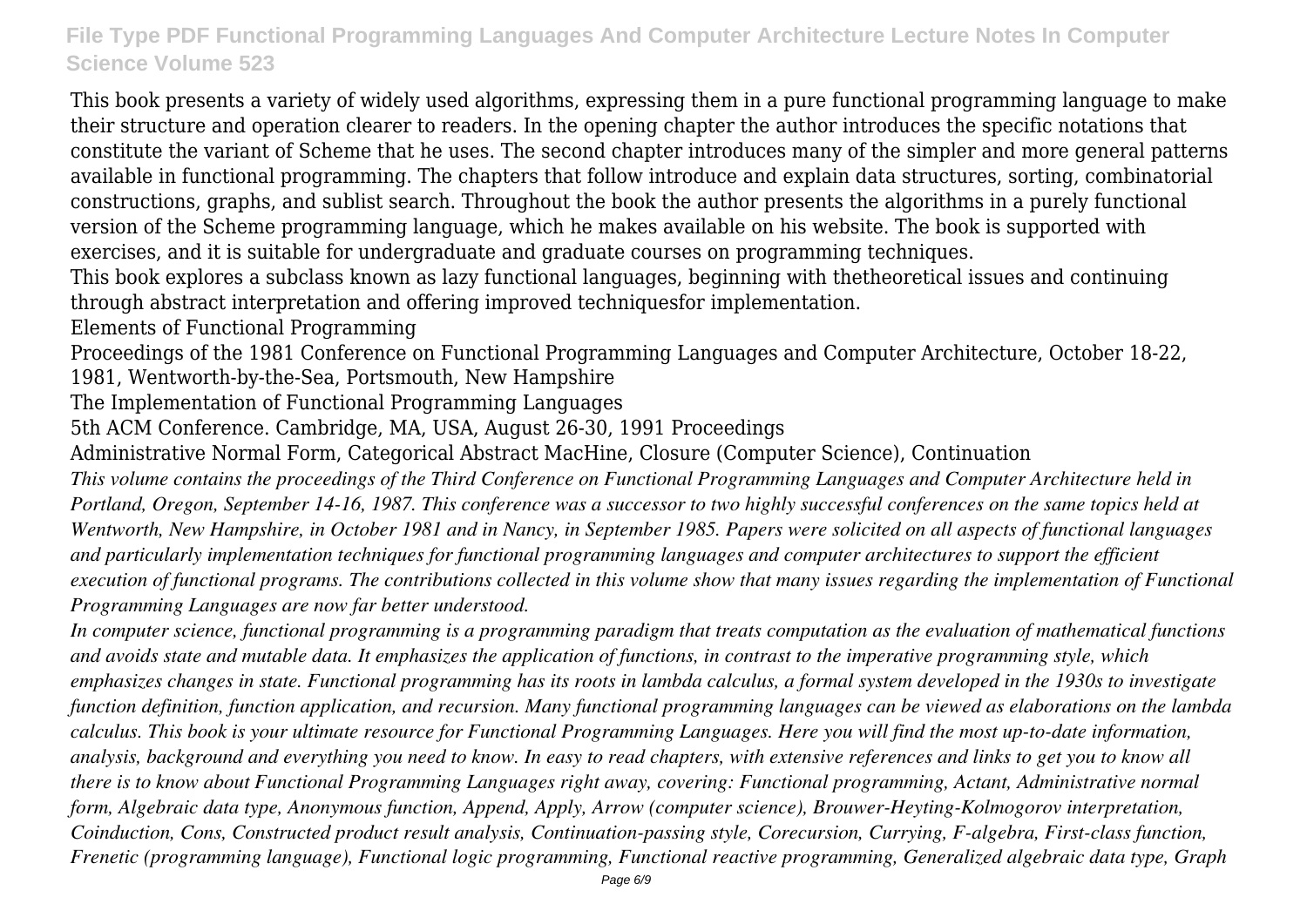This book presents a variety of widely used algorithms, expressing them in a pure functional programming language to make their structure and operation clearer to readers. In the opening chapter the author introduces the specific notations that constitute the variant of Scheme that he uses. The second chapter introduces many of the simpler and more general patterns available in functional programming. The chapters that follow introduce and explain data structures, sorting, combinatorial constructions, graphs, and sublist search. Throughout the book the author presents the algorithms in a purely functional version of the Scheme programming language, which he makes available on his website. The book is supported with exercises, and it is suitable for undergraduate and graduate courses on programming techniques.

This book explores a subclass known as lazy functional languages, beginning with thetheoretical issues and continuing through abstract interpretation and offering improved techniquesfor implementation.

Elements of Functional Programming

Proceedings of the 1981 Conference on Functional Programming Languages and Computer Architecture, October 18-22, 1981, Wentworth-by-the-Sea, Portsmouth, New Hampshire

The Implementation of Functional Programming Languages

5th ACM Conference. Cambridge, MA, USA, August 26-30, 1991 Proceedings

Administrative Normal Form, Categorical Abstract MacHine, Closure (Computer Science), Continuation

*This volume contains the proceedings of the Third Conference on Functional Programming Languages and Computer Architecture held in Portland, Oregon, September 14-16, 1987. This conference was a successor to two highly successful conferences on the same topics held at Wentworth, New Hampshire, in October 1981 and in Nancy, in September 1985. Papers were solicited on all aspects of functional languages and particularly implementation techniques for functional programming languages and computer architectures to support the efficient execution of functional programs. The contributions collected in this volume show that many issues regarding the implementation of Functional Programming Languages are now far better understood.*

*In computer science, functional programming is a programming paradigm that treats computation as the evaluation of mathematical functions and avoids state and mutable data. It emphasizes the application of functions, in contrast to the imperative programming style, which emphasizes changes in state. Functional programming has its roots in lambda calculus, a formal system developed in the 1930s to investigate function definition, function application, and recursion. Many functional programming languages can be viewed as elaborations on the lambda calculus. This book is your ultimate resource for Functional Programming Languages. Here you will find the most up-to-date information, analysis, background and everything you need to know. In easy to read chapters, with extensive references and links to get you to know all there is to know about Functional Programming Languages right away, covering: Functional programming, Actant, Administrative normal form, Algebraic data type, Anonymous function, Append, Apply, Arrow (computer science), Brouwer-Heyting-Kolmogorov interpretation, Coinduction, Cons, Constructed product result analysis, Continuation-passing style, Corecursion, Currying, F-algebra, First-class function, Frenetic (programming language), Functional logic programming, Functional reactive programming, Generalized algebraic data type, Graph*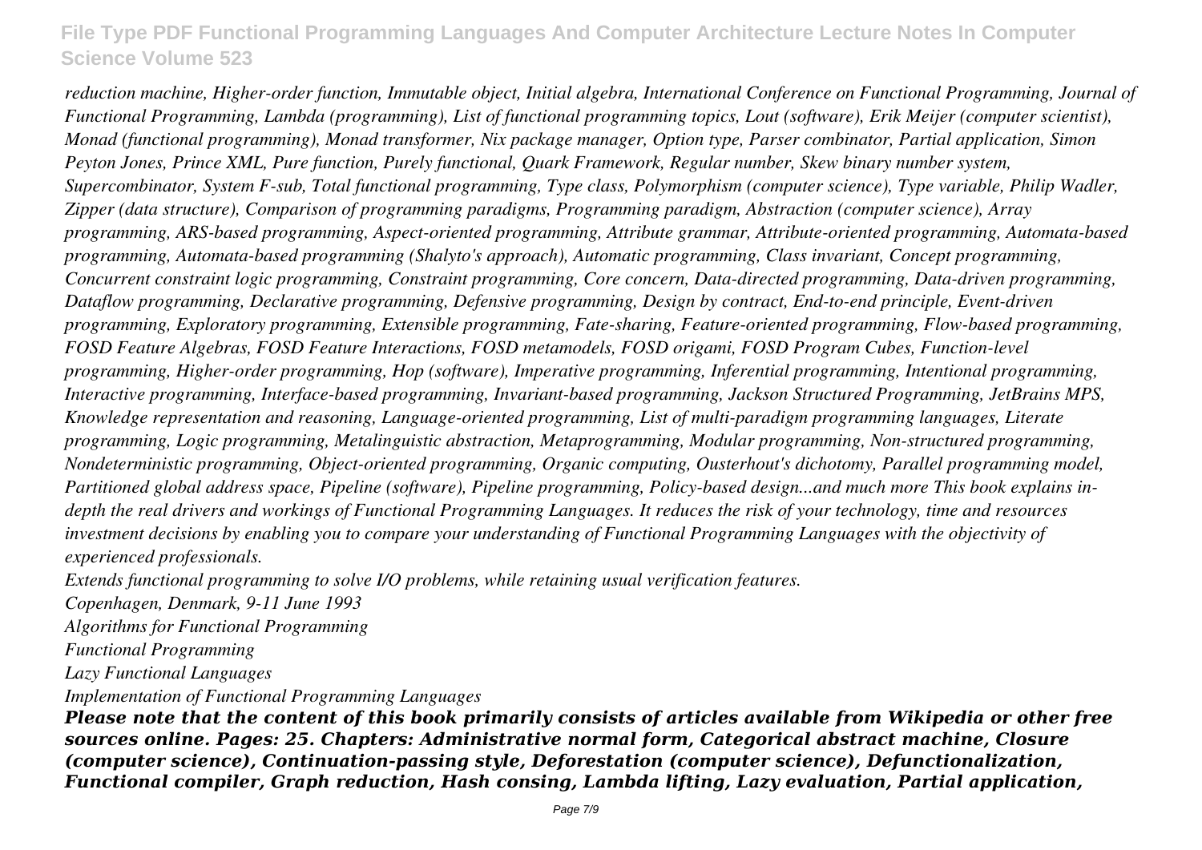*reduction machine, Higher-order function, Immutable object, Initial algebra, International Conference on Functional Programming, Journal of Functional Programming, Lambda (programming), List of functional programming topics, Lout (software), Erik Meijer (computer scientist), Monad (functional programming), Monad transformer, Nix package manager, Option type, Parser combinator, Partial application, Simon Peyton Jones, Prince XML, Pure function, Purely functional, Quark Framework, Regular number, Skew binary number system, Supercombinator, System F-sub, Total functional programming, Type class, Polymorphism (computer science), Type variable, Philip Wadler, Zipper (data structure), Comparison of programming paradigms, Programming paradigm, Abstraction (computer science), Array programming, ARS-based programming, Aspect-oriented programming, Attribute grammar, Attribute-oriented programming, Automata-based programming, Automata-based programming (Shalyto's approach), Automatic programming, Class invariant, Concept programming, Concurrent constraint logic programming, Constraint programming, Core concern, Data-directed programming, Data-driven programming, Dataflow programming, Declarative programming, Defensive programming, Design by contract, End-to-end principle, Event-driven programming, Exploratory programming, Extensible programming, Fate-sharing, Feature-oriented programming, Flow-based programming, FOSD Feature Algebras, FOSD Feature Interactions, FOSD metamodels, FOSD origami, FOSD Program Cubes, Function-level programming, Higher-order programming, Hop (software), Imperative programming, Inferential programming, Intentional programming, Interactive programming, Interface-based programming, Invariant-based programming, Jackson Structured Programming, JetBrains MPS, Knowledge representation and reasoning, Language-oriented programming, List of multi-paradigm programming languages, Literate programming, Logic programming, Metalinguistic abstraction, Metaprogramming, Modular programming, Non-structured programming, Nondeterministic programming, Object-oriented programming, Organic computing, Ousterhout's dichotomy, Parallel programming model, Partitioned global address space, Pipeline (software), Pipeline programming, Policy-based design...and much more This book explains in-depth the real drivers and workings of Functional Programming Languages. It reduces the risk of your technology, time and resources investment decisions by enabling you to compare your understanding of Functional Programming Languages with the objectivity of experienced professionals.*

*Extends functional programming to solve I/O problems, while retaining usual verification features.*

*Copenhagen, Denmark, 9-11 June 1993*

*Algorithms for Functional Programming*

*Functional Programming*

*Lazy Functional Languages*

*Implementation of Functional Programming Languages*

***Please note that the content of this book primarily consists of articles available from Wikipedia or other free sources online. Pages: 25. Chapters: Administrative normal form, Categorical abstract machine, Closure (computer science), Continuation-passing style, Deforestation (computer science), Defunctionalization, Functional compiler, Graph reduction, Hash consing, Lambda lifting, Lazy evaluation, Partial application,***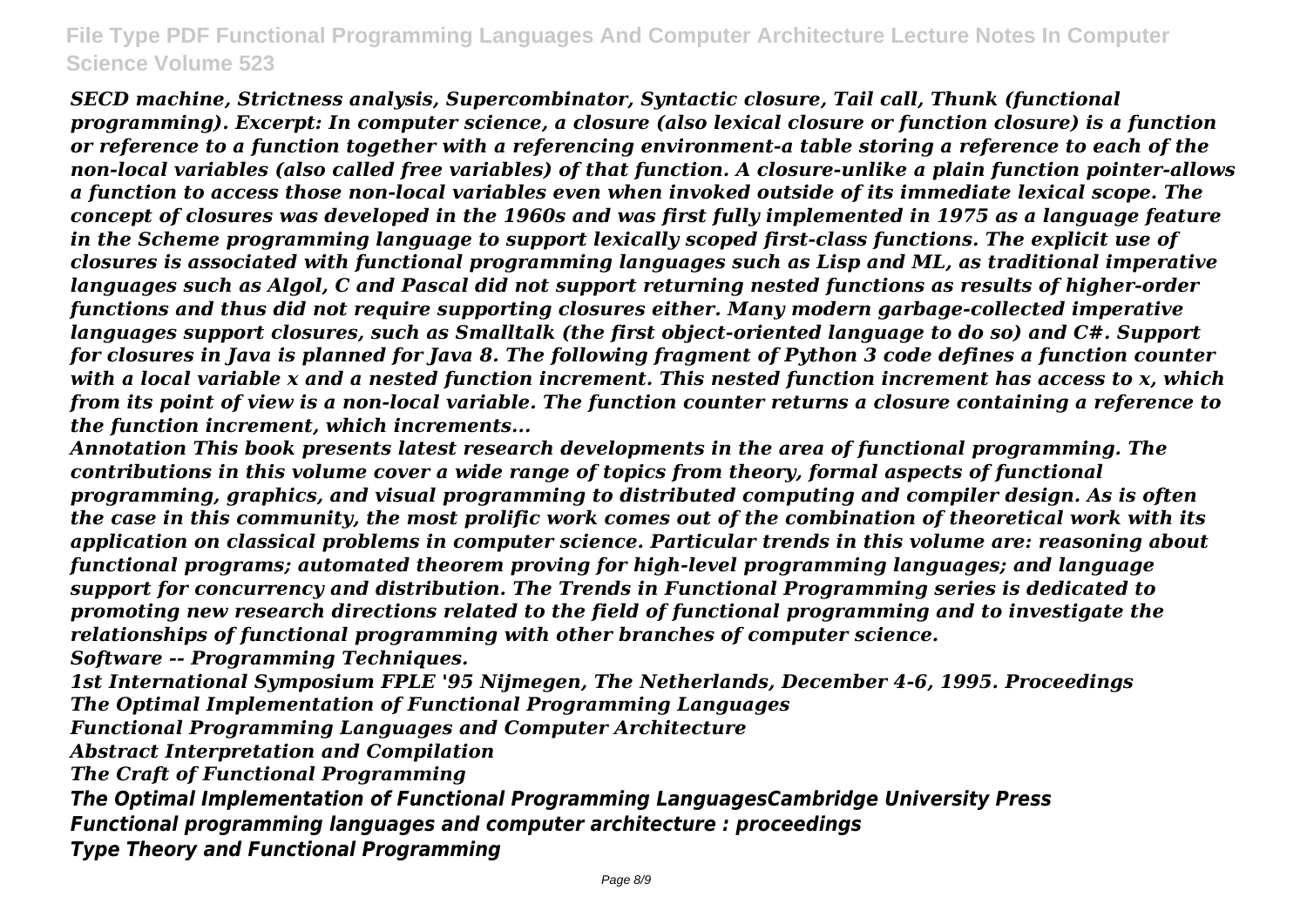*SECD machine, Strictness analysis, Supercombinator, Syntactic closure, Tail call, Thunk (functional programming). Excerpt: In computer science, a closure (also lexical closure or function closure) is a function or reference to a function together with a referencing environment-a table storing a reference to each of the non-local variables (also called free variables) of that function. A closure-unlike a plain function pointer-allows a function to access those non-local variables even when invoked outside of its immediate lexical scope. The concept of closures was developed in the 1960s and was first fully implemented in 1975 as a language feature in the Scheme programming language to support lexically scoped first-class functions. The explicit use of closures is associated with functional programming languages such as Lisp and ML, as traditional imperative languages such as Algol, C and Pascal did not support returning nested functions as results of higher-order functions and thus did not require supporting closures either. Many modern garbage-collected imperative languages support closures, such as Smalltalk (the first object-oriented language to do so) and C#. Support for closures in Java is planned for Java 8. The following fragment of Python 3 code defines a function counter with a local variable x and a nested function increment. This nested function increment has access to x, which from its point of view is a non-local variable. The function counter returns a closure containing a reference to the function increment, which increments...*

*Annotation This book presents latest research developments in the area of functional programming. The contributions in this volume cover a wide range of topics from theory, formal aspects of functional programming, graphics, and visual programming to distributed computing and compiler design. As is often the case in this community, the most prolific work comes out of the combination of theoretical work with its application on classical problems in computer science. Particular trends in this volume are: reasoning about functional programs; automated theorem proving for high-level programming languages; and language support for concurrency and distribution. The Trends in Functional Programming series is dedicated to promoting new research directions related to the field of functional programming and to investigate the relationships of functional programming with other branches of computer science.*

*Software -- Programming Techniques.*

*1st International Symposium FPLE '95 Nijmegen, The Netherlands, December 4-6, 1995. Proceedings*

*The Optimal Implementation of Functional Programming Languages*

*Functional Programming Languages and Computer Architecture*

*Abstract Interpretation and Compilation*

*The Craft of Functional Programming*

*The Optimal Implementation of Functional Programming LanguagesCambridge University Press*

*Functional programming languages and computer architecture : proceedings*

*Type Theory and Functional Programming*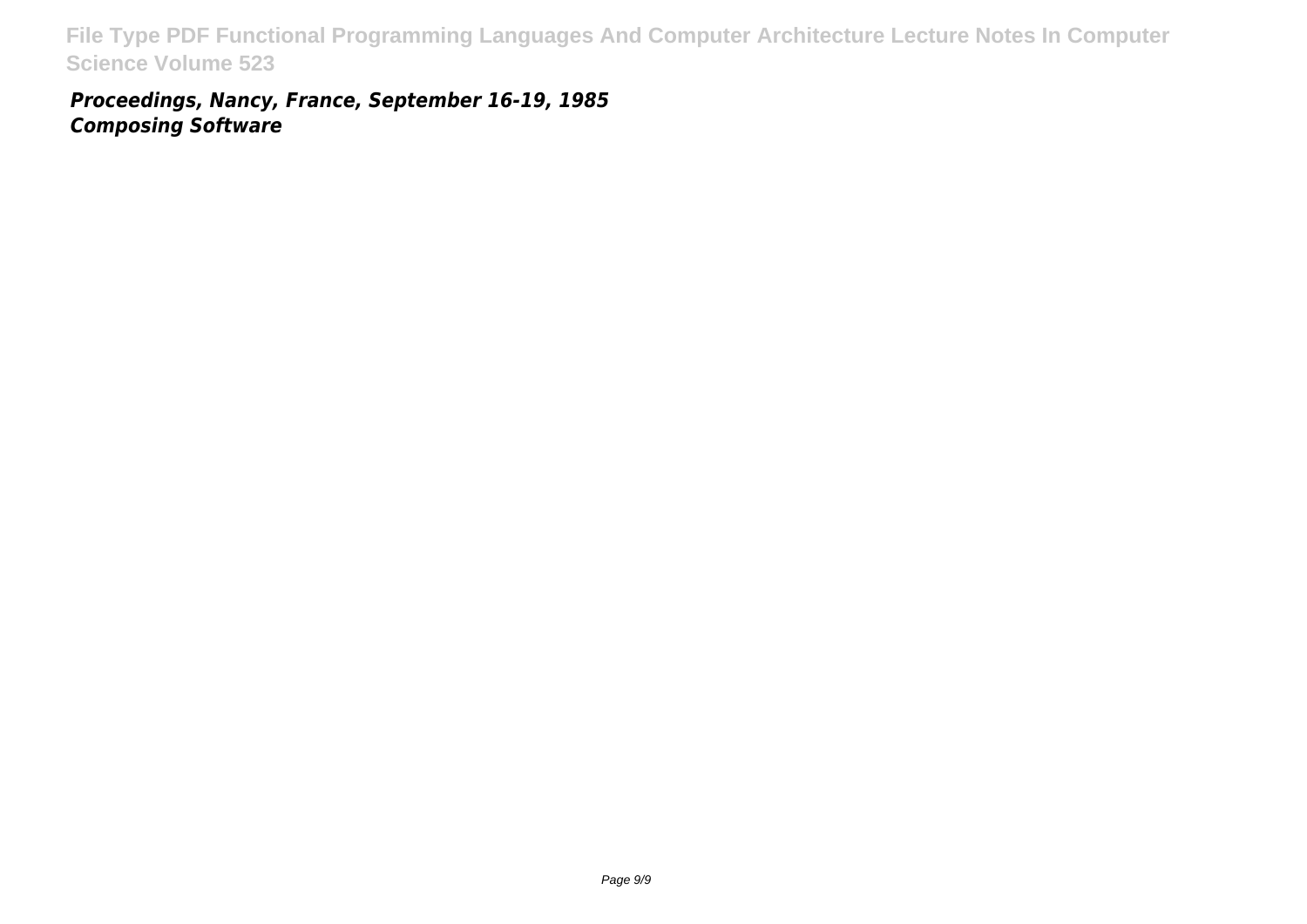***Proceedings, Nancy, France, September 16-19, 1985***
***Composing Software***